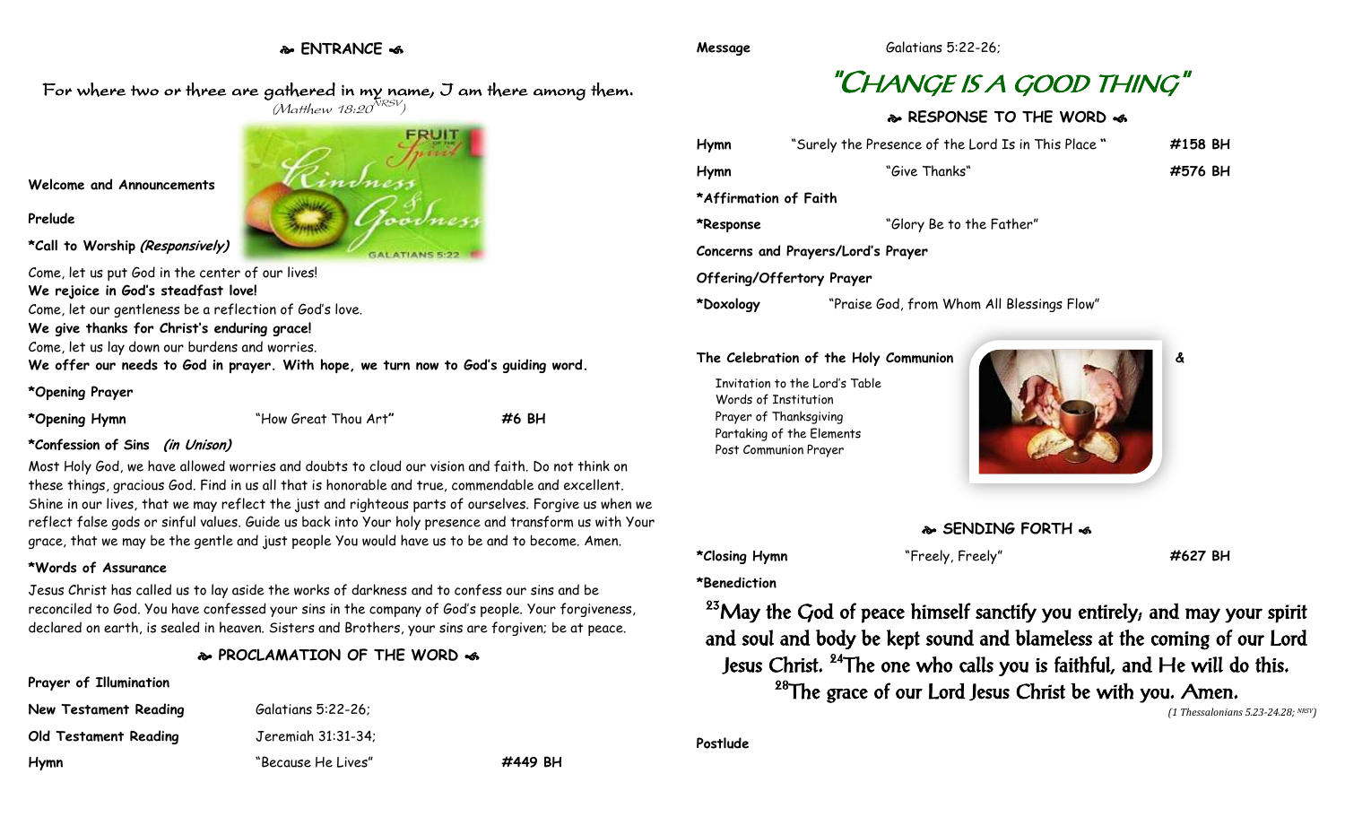## ENTRANCE

For where two or three are gathered in my name, I am there among them.
*(Matthew 18:20 NRSV)*

**Welcome and Announcements**

**Prelude**

**\*Call to Worship *(Responsively)***

Come, let us put God in the center of our lives!
**We rejoice in God's steadfast love!**
Come, let our gentleness be a reflection of God's love.
**We give thanks for Christ's enduring grace!**
Come, let us lay down our burdens and worries.
**We offer our needs to God in prayer. With hope, we turn now to God's guiding word.**

**\*Opening Prayer**

**\*Opening Hymn** "How Great Thou Art" **#6 BH**

**\*Confession of Sins *(in Unison)***

Most Holy God, we have allowed worries and doubts to cloud our vision and faith. Do not think on these things, gracious God. Find in us all that is honorable and true, commendable and excellent. Shine in our lives, that we may reflect the just and righteous parts of ourselves. Forgive us when we reflect false gods or sinful values. Guide us back into Your holy presence and transform us with Your grace, that we may be the gentle and just people You would have us to be and to become. Amen.

**\*Words of Assurance**

Jesus Christ has called us to lay aside the works of darkness and to confess our sins and be reconciled to God. You have confessed your sins in the company of God's people. Your forgiveness, declared on earth, is sealed in heaven. Sisters and Brothers, your sins are forgiven; be at peace.

## PROCLAMATION OF THE WORD

**Prayer of Illumination**

**New Testament Reading** Galatians 5:22-26;

**Old Testament Reading** Jeremiah 31:31-34;

**Hymn** "Because He Lives" **#449 BH**

**Message** Galatians 5:22-26;

# "CHANGE IS A GOOD THING"

## RESPONSE TO THE WORD

**Hymn** "Surely the Presence of the Lord Is in This Place" **#158 BH**

**Hymn** "Give Thanks" **#576 BH**

**\*Affirmation of Faith**

**\*Response** "Glory Be to the Father"

**Concerns and Prayers/Lord's Prayer**

**Offering/Offertory Prayer**

**\*Doxology** "Praise God, from Whom All Blessings Flow"

**The Celebration of the Holy Communion** &

Invitation to the Lord's Table
Words of Institution
Prayer of Thanksgiving
Partaking of the Elements
Post Communion Prayer

## SENDING FORTH

**\*Closing Hymn** "Freely, Freely" **#627 BH**

**\*Benediction**

[23]May the God of peace himself sanctify you entirely; and may your spirit and soul and body be kept sound and blameless at the coming of our Lord Jesus Christ. [24]The one who calls you is faithful, and He will do this. [28]The grace of our Lord Jesus Christ be with you. Amen.

*(1 Thessalonians 5.23-24.28; NRSV)*

**Postlude**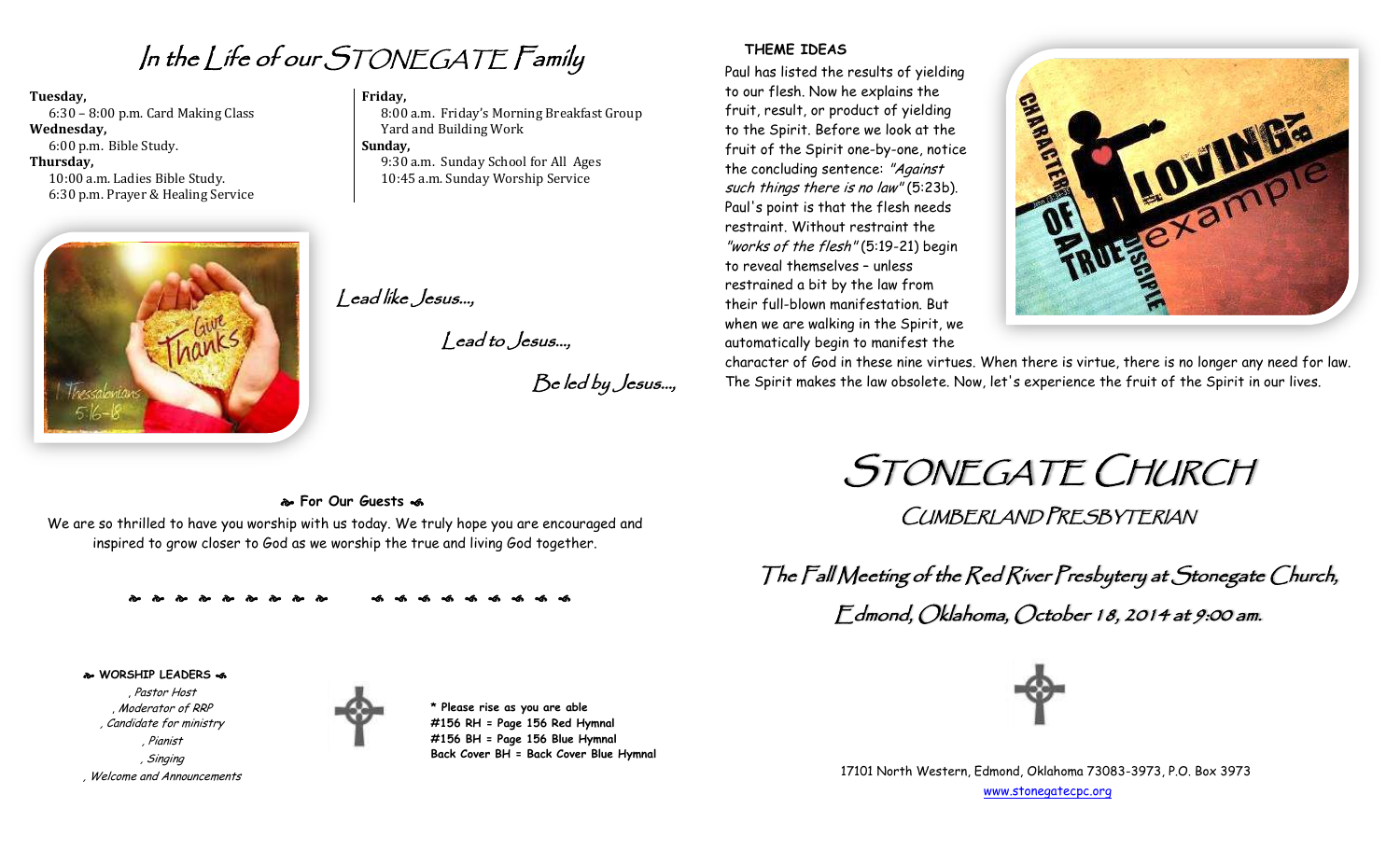# In the Life of our STONEGATE Family

**Tuesday,**
6:30 – 8:00 p.m. Card Making Class

**Wednesday,**
6:00 p.m. Bible Study.

**Thursday,**
10:00 a.m. Ladies Bible Study.
6:30 p.m. Prayer & Healing Service

**Friday,**
8:00 a.m. Friday's Morning Breakfast Group
Yard and Building Work

**Sunday,**
9:30 a.m. Sunday School for All Ages
10:45 a.m. Sunday Worship Service

Lead like Jesus...,

Lead to Jesus...,

Be led by Jesus...,

### For Our Guests

We are so thrilled to have you worship with us today. We truly hope you are encouraged and inspired to grow closer to God as we worship the true and living God together.

### WORSHIP LEADERS

*, Pastor Host*
*, Moderator of RRP*
*, Candidate for ministry*
*, Pianist*
*, Singing*
*, Welcome and Announcements*

**\* Please rise as you are able**
**#156 RH = Page 156 Red Hymnal**
**#156 BH = Page 156 Blue Hymnal**
**Back Cover BH = Back Cover Blue Hymnal**

### THEME IDEAS

Paul has listed the results of yielding to our flesh. Now he explains the fruit, result, or product of yielding to the Spirit. Before we look at the fruit of the Spirit one-by-one, notice the concluding sentence: *"Against such things there is no law"* (5:23b). Paul's point is that the flesh needs restraint. Without restraint the *"works of the flesh"* (5:19-21) begin to reveal themselves – unless restrained a bit by the law from their full-blown manifestation. But when we are walking in the Spirit, we automatically begin to manifest the character of God in these nine virtues. When there is virtue, there is no longer any need for law. The Spirit makes the law obsolete. Now, let's experience the fruit of the Spirit in our lives.

# STONEGATE CHURCH

## CUMBERLAND PRESBYTERIAN

The Fall Meeting of the Red River Presbytery at Stonegate Church, Edmond, Oklahoma, October 18, 2014 at 9:00 am.

17101 North Western, Edmond, Oklahoma 73083-3973, P.O. Box 3973
www.stonegatecpc.org